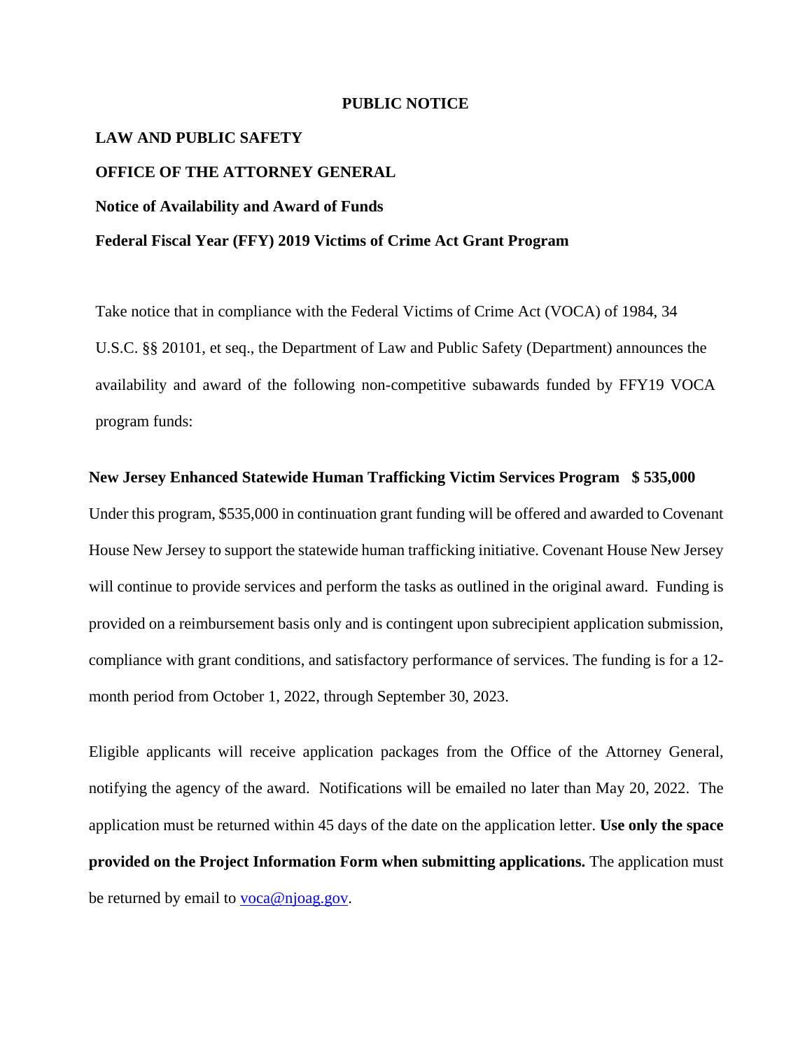# PUBLIC NOTICE

**LAW AND PUBLIC SAFETY**

**OFFICE OF THE ATTORNEY GENERAL**

**Notice of Availability and Award of Funds**

**Federal Fiscal Year (FFY) 2019 Victims of Crime Act Grant Program**

Take notice that in compliance with the Federal Victims of Crime Act (VOCA) of 1984, 34 U.S.C. §§ 20101, et seq., the Department of Law and Public Safety (Department) announces the availability and award of the following non-competitive subawards funded by FFY19 VOCA program funds:

**New Jersey Enhanced Statewide Human Trafficking Victim Services Program $ 535,000**

Under this program, $535,000 in continuation grant funding will be offered and awarded to Covenant House New Jersey to support the statewide human trafficking initiative. Covenant House New Jersey will continue to provide services and perform the tasks as outlined in the original award. Funding is provided on a reimbursement basis only and is contingent upon subrecipient application submission, compliance with grant conditions, and satisfactory performance of services. The funding is for a 12-month period from October 1, 2022, through September 30, 2023.

Eligible applicants will receive application packages from the Office of the Attorney General, notifying the agency of the award. Notifications will be emailed no later than May 20, 2022. The application must be returned within 45 days of the date on the application letter. **Use only the space provided on the Project Information Form when submitting applications.** The application must be returned by email to voca@njoag.gov.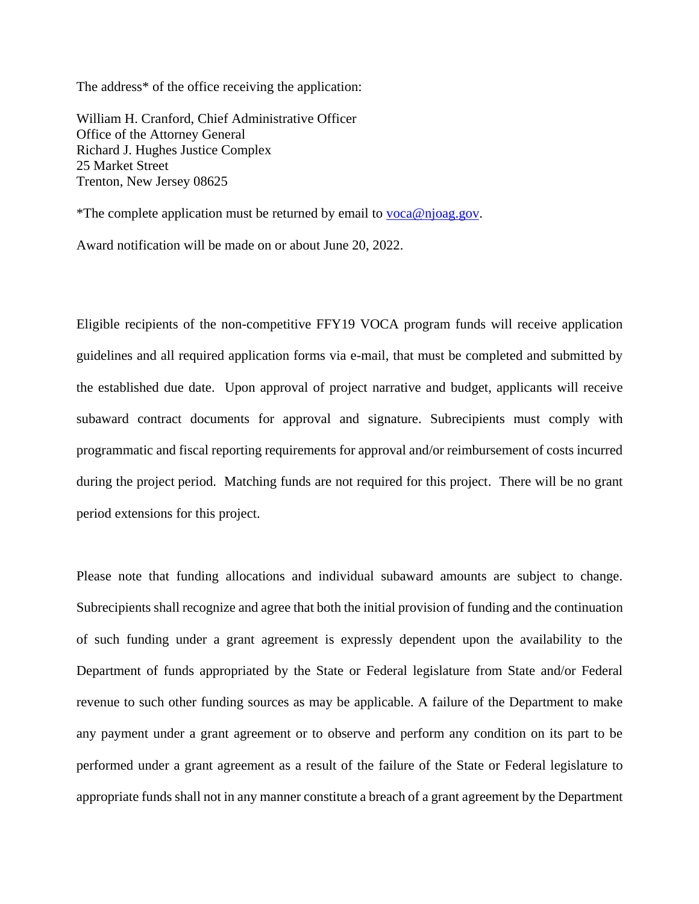The address* of the office receiving the application:

William H. Cranford, Chief Administrative Officer
Office of the Attorney General
Richard J. Hughes Justice Complex
25 Market Street
Trenton, New Jersey 08625

*The complete application must be returned by email to voca@njoag.gov.

Award notification will be made on or about June 20, 2022.

Eligible recipients of the non-competitive FFY19 VOCA program funds will receive application guidelines and all required application forms via e-mail, that must be completed and submitted by the established due date. Upon approval of project narrative and budget, applicants will receive subaward contract documents for approval and signature. Subrecipients must comply with programmatic and fiscal reporting requirements for approval and/or reimbursement of costs incurred during the project period. Matching funds are not required for this project. There will be no grant period extensions for this project.

Please note that funding allocations and individual subaward amounts are subject to change. Subrecipients shall recognize and agree that both the initial provision of funding and the continuation of such funding under a grant agreement is expressly dependent upon the availability to the Department of funds appropriated by the State or Federal legislature from State and/or Federal revenue to such other funding sources as may be applicable. A failure of the Department to make any payment under a grant agreement or to observe and perform any condition on its part to be performed under a grant agreement as a result of the failure of the State or Federal legislature to appropriate funds shall not in any manner constitute a breach of a grant agreement by the Department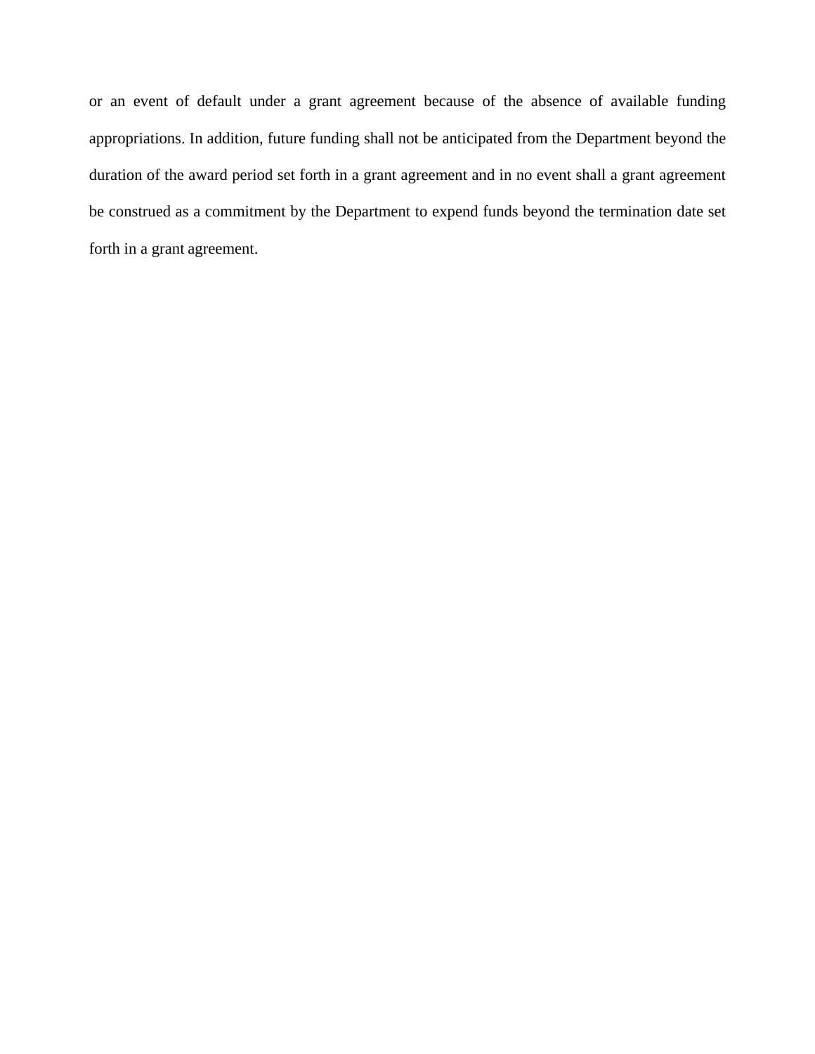or an event of default under a grant agreement because of the absence of available funding appropriations. In addition, future funding shall not be anticipated from the Department beyond the duration of the award period set forth in a grant agreement and in no event shall a grant agreement be construed as a commitment by the Department to expend funds beyond the termination date set forth in a grant agreement.